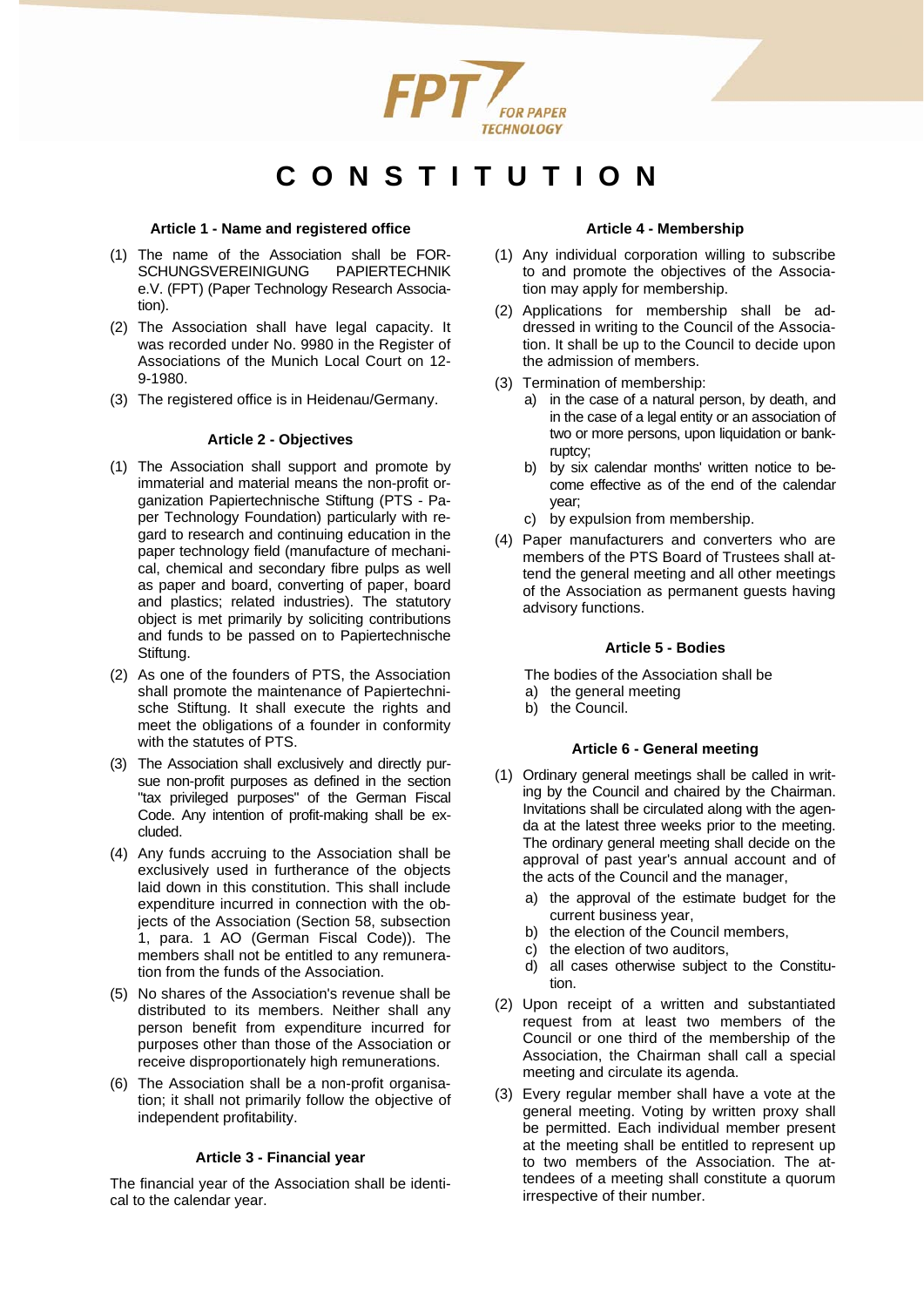FPT FOR PAPER TECHNOLOGY

# CONSTITUTION

### Article 1 - Name and registered office

(1) The name of the Association shall be FORSCHUNGSVEREINIGUNG PAPIERTECHNIK e.V. (FPT) (Paper Technology Research Association).

(2) The Association shall have legal capacity. It was recorded under No. 9980 in the Register of Associations of the Munich Local Court on 12-9-1980.

(3) The registered office is in Heidenau/Germany.

### Article 2 - Objectives

(1) The Association shall support and promote by immaterial and material means the non-profit organization Papiertechnische Stiftung (PTS - Paper Technology Foundation) particularly with regard to research and continuing education in the paper technology field (manufacture of mechanical, chemical and secondary fibre pulps as well as paper and board, converting of paper, board and plastics; related industries). The statutory object is met primarily by soliciting contributions and funds to be passed on to Papiertechnische Stiftung.

(2) As one of the founders of PTS, the Association shall promote the maintenance of Papiertechnische Stiftung. It shall execute the rights and meet the obligations of a founder in conformity with the statutes of PTS.

(3) The Association shall exclusively and directly pursue non-profit purposes as defined in the section "tax privileged purposes" of the German Fiscal Code. Any intention of profit-making shall be excluded.

(4) Any funds accruing to the Association shall be exclusively used in furtherance of the objects laid down in this constitution. This shall include expenditure incurred in connection with the objects of the Association (Section 58, subsection 1, para. 1 AO (German Fiscal Code)). The members shall not be entitled to any remuneration from the funds of the Association.

(5) No shares of the Association's revenue shall be distributed to its members. Neither shall any person benefit from expenditure incurred for purposes other than those of the Association or receive disproportionately high remunerations.

(6) The Association shall be a non-profit organisation; it shall not primarily follow the objective of independent profitability.

### Article 3 - Financial year

The financial year of the Association shall be identical to the calendar year.

### Article 4 - Membership

(1) Any individual corporation willing to subscribe to and promote the objectives of the Association may apply for membership.

(2) Applications for membership shall be addressed in writing to the Council of the Association. It shall be up to the Council to decide upon the admission of members.

(3) Termination of membership:
   a) in the case of a natural person, by death, and in the case of a legal entity or an association of two or more persons, upon liquidation or bankruptcy;
   b) by six calendar months' written notice to become effective as of the end of the calendar year;
   c) by expulsion from membership.

(4) Paper manufacturers and converters who are members of the PTS Board of Trustees shall attend the general meeting and all other meetings of the Association as permanent guests having advisory functions.

### Article 5 - Bodies

The bodies of the Association shall be
a) the general meeting
b) the Council.

### Article 6 - General meeting

(1) Ordinary general meetings shall be called in writing by the Council and chaired by the Chairman. Invitations shall be circulated along with the agenda at the latest three weeks prior to the meeting. The ordinary general meeting shall decide on the approval of past year's annual account and of the acts of the Council and the manager,
   a) the approval of the estimate budget for the current business year,
   b) the election of the Council members,
   c) the election of two auditors,
   d) all cases otherwise subject to the Constitution.

(2) Upon receipt of a written and substantiated request from at least two members of the Council or one third of the membership of the Association, the Chairman shall call a special meeting and circulate its agenda.

(3) Every regular member shall have a vote at the general meeting. Voting by written proxy shall be permitted. Each individual member present at the meeting shall be entitled to represent up to two members of the Association. The attendees of a meeting shall constitute a quorum irrespective of their number.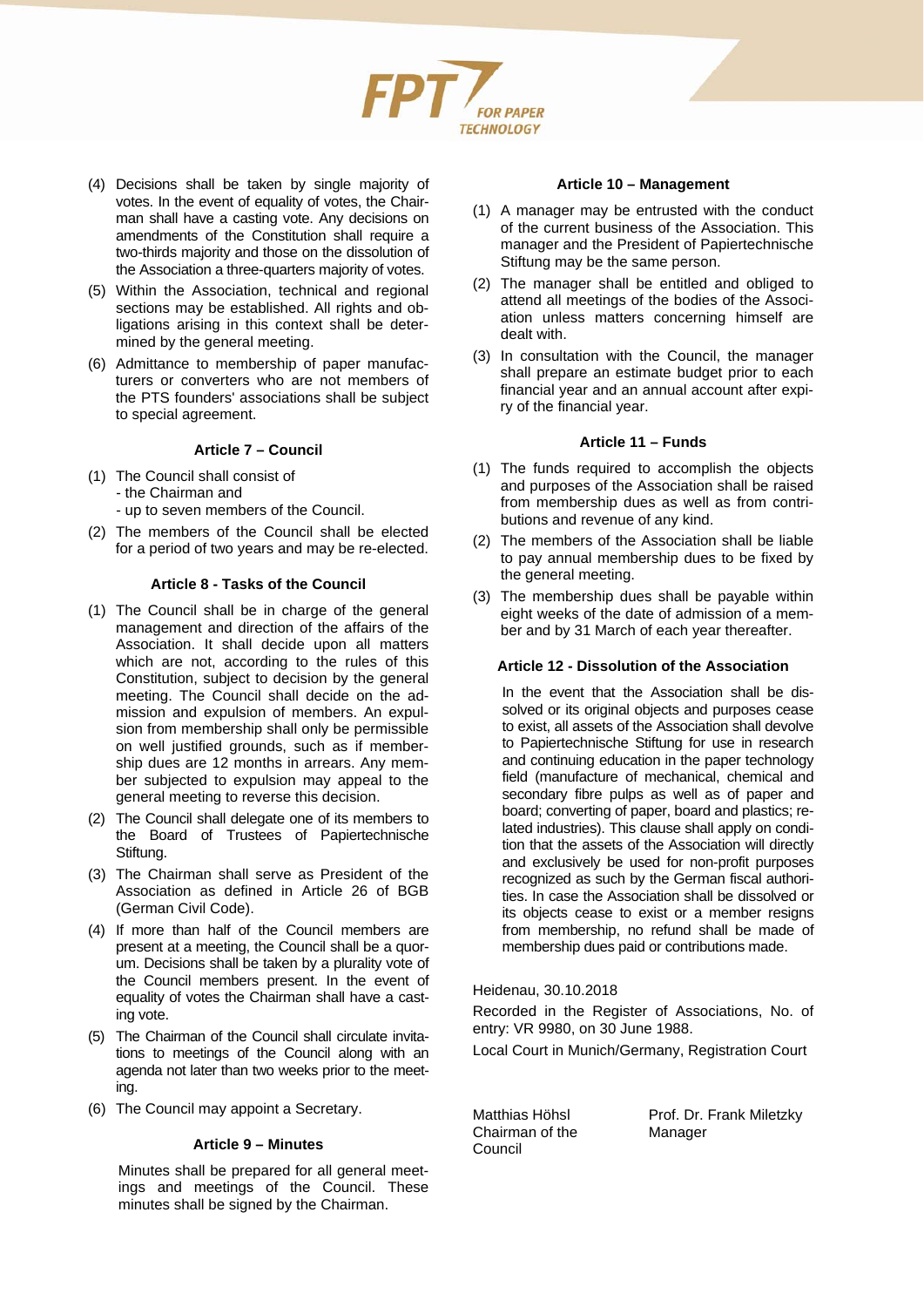(4) Decisions shall be taken by single majority of votes. In the event of equality of votes, the Chairman shall have a casting vote. Any decisions on amendments of the Constitution shall require a two-thirds majority and those on the dissolution of the Association a three-quarters majority of votes.

(5) Within the Association, technical and regional sections may be established. All rights and obligations arising in this context shall be determined by the general meeting.

(6) Admittance to membership of paper manufacturers or converters who are not members of the PTS founders' associations shall be subject to special agreement.

### Article 7 – Council

(1) The Council shall consist of
- the Chairman and
- up to seven members of the Council.

(2) The members of the Council shall be elected for a period of two years and may be re-elected.

### Article 8 - Tasks of the Council

(1) The Council shall be in charge of the general management and direction of the affairs of the Association. It shall decide upon all matters which are not, according to the rules of this Constitution, subject to decision by the general meeting. The Council shall decide on the admission and expulsion of members. An expulsion from membership shall only be permissible on well justified grounds, such as if membership dues are 12 months in arrears. Any member subjected to expulsion may appeal to the general meeting to reverse this decision.

(2) The Council shall delegate one of its members to the Board of Trustees of Papiertechnische Stiftung.

(3) The Chairman shall serve as President of the Association as defined in Article 26 of BGB (German Civil Code).

(4) If more than half of the Council members are present at a meeting, the Council shall be a quorum. Decisions shall be taken by a plurality vote of the Council members present. In the event of equality of votes the Chairman shall have a casting vote.

(5) The Chairman of the Council shall circulate invitations to meetings of the Council along with an agenda not later than two weeks prior to the meeting.

(6) The Council may appoint a Secretary.

### Article 9 – Minutes

Minutes shall be prepared for all general meetings and meetings of the Council. These minutes shall be signed by the Chairman.

### Article 10 – Management

(1) A manager may be entrusted with the conduct of the current business of the Association. This manager and the President of Papiertechnische Stiftung may be the same person.

(2) The manager shall be entitled and obliged to attend all meetings of the bodies of the Association unless matters concerning himself are dealt with.

(3) In consultation with the Council, the manager shall prepare an estimate budget prior to each financial year and an annual account after expiry of the financial year.

### Article 11 – Funds

(1) The funds required to accomplish the objects and purposes of the Association shall be raised from membership dues as well as from contributions and revenue of any kind.

(2) The members of the Association shall be liable to pay annual membership dues to be fixed by the general meeting.

(3) The membership dues shall be payable within eight weeks of the date of admission of a member and by 31 March of each year thereafter.

### Article 12 - Dissolution of the Association

In the event that the Association shall be dissolved or its original objects and purposes cease to exist, all assets of the Association shall devolve to Papiertechnische Stiftung for use in research and continuing education in the paper technology field (manufacture of mechanical, chemical and secondary fibre pulps as well as of paper and board; converting of paper, board and plastics; related industries). This clause shall apply on condition that the assets of the Association will directly and exclusively be used for non-profit purposes recognized as such by the German fiscal authorities. In case the Association shall be dissolved or its objects cease to exist or a member resigns from membership, no refund shall be made of membership dues paid or contributions made.

Heidenau, 30.10.2018

Recorded in the Register of Associations, No. of entry: VR 9980, on 30 June 1988.

Local Court in Munich/Germany, Registration Court

Matthias Höhsl
Chairman of the Council

Prof. Dr. Frank Miletzky
Manager